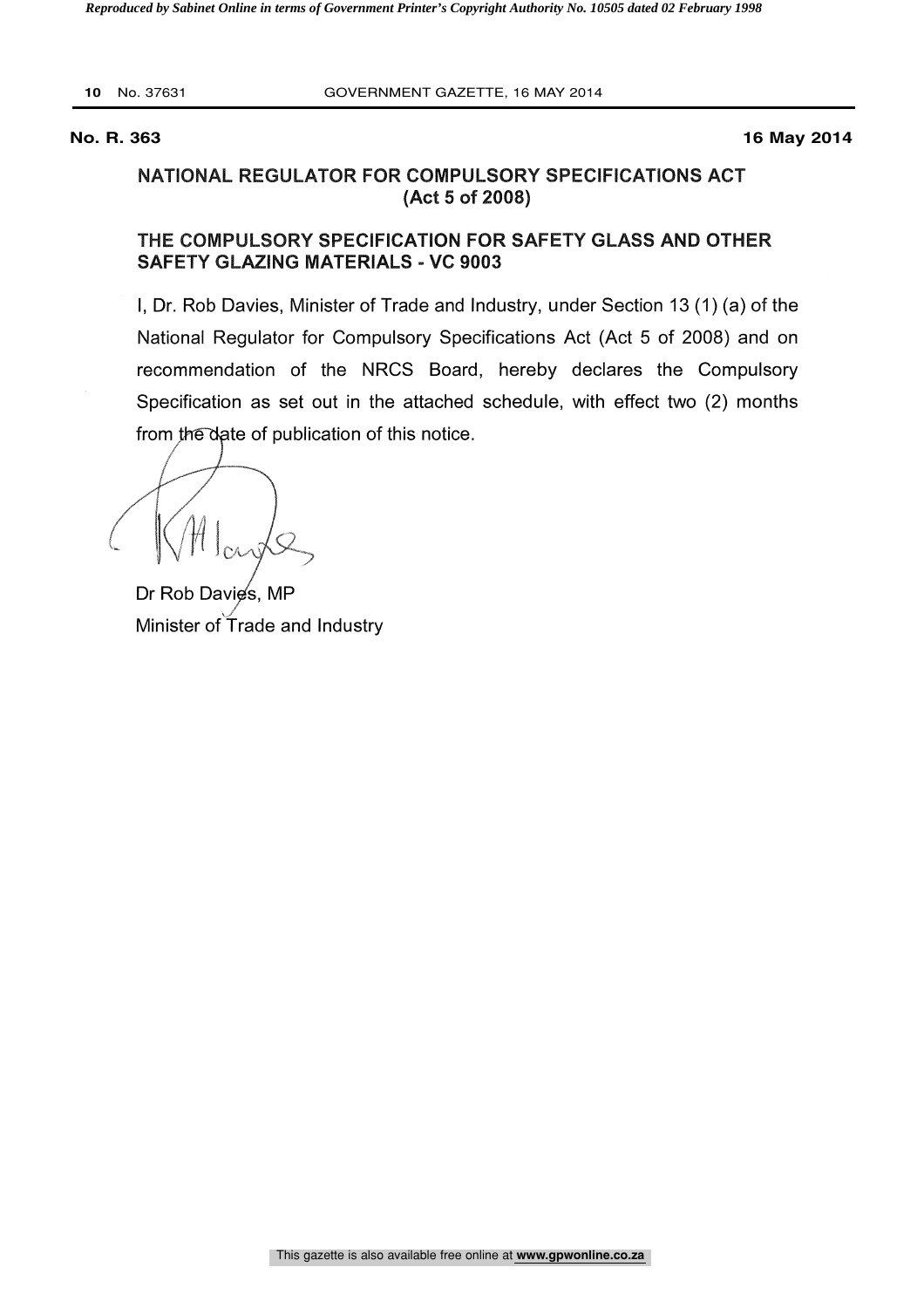**No. R. 363** **16 May 2014**

## NATIONAL REGULATOR FOR COMPULSORY SPECIFICATIONS ACT (Act 5 of 2008)

## THE COMPULSORY SPECIFICATION FOR SAFETY GLASS AND OTHER SAFETY GLAZING MATERIALS - VC 9003

I, Dr. Rob Davies, Minister of Trade and Industry, under Section 13 (1) (a) of the National Regulator for Compulsory Specifications Act (Act 5 of 2008) and on recommendation of the NRCS Board, hereby declares the Compulsory Specification as set out in the attached schedule, with effect two (2) months from the date of publication of this notice.

Dr Rob Davies, MP
Minister of Trade and Industry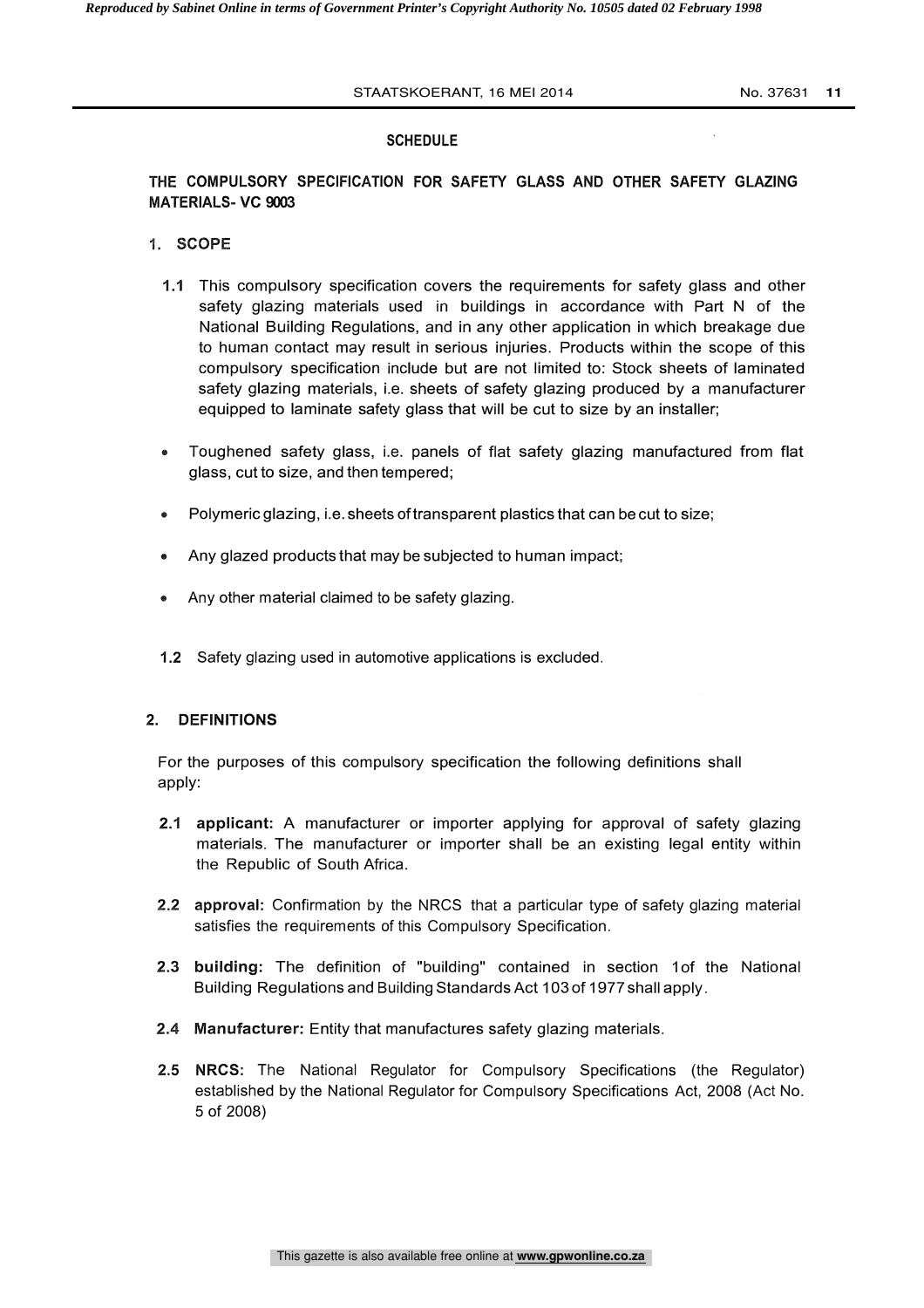## SCHEDULE

## THE COMPULSORY SPECIFICATION FOR SAFETY GLASS AND OTHER SAFETY GLAZING MATERIALS- VC 9003

### 1. SCOPE

**1.1** This compulsory specification covers the requirements for safety glass and other safety glazing materials used in buildings in accordance with Part N of the National Building Regulations, and in any other application in which breakage due to human contact may result in serious injuries. Products within the scope of this compulsory specification include but are not limited to: Stock sheets of laminated safety glazing materials, i.e. sheets of safety glazing produced by a manufacturer equipped to laminate safety glass that will be cut to size by an installer;

- Toughened safety glass, i.e. panels of flat safety glazing manufactured from flat glass, cut to size, and then tempered;
- Polymeric glazing, i.e. sheets of transparent plastics that can be cut to size;
- Any glazed products that may be subjected to human impact;
- Any other material claimed to be safety glazing.

**1.2** Safety glazing used in automotive applications is excluded.

### 2. DEFINITIONS

For the purposes of this compulsory specification the following definitions shall apply:

**2.1 applicant:** A manufacturer or importer applying for approval of safety glazing materials. The manufacturer or importer shall be an existing legal entity within the Republic of South Africa.

**2.2 approval:** Confirmation by the NRCS that a particular type of safety glazing material satisfies the requirements of this Compulsory Specification.

**2.3 building:** The definition of "building" contained in section 1of the National Building Regulations and Building Standards Act 103 of 1977 shall apply.

**2.4 Manufacturer:** Entity that manufactures safety glazing materials.

**2.5 NRCS:** The National Regulator for Compulsory Specifications (the Regulator) established by the National Regulator for Compulsory Specifications Act, 2008 (Act No. 5 of 2008)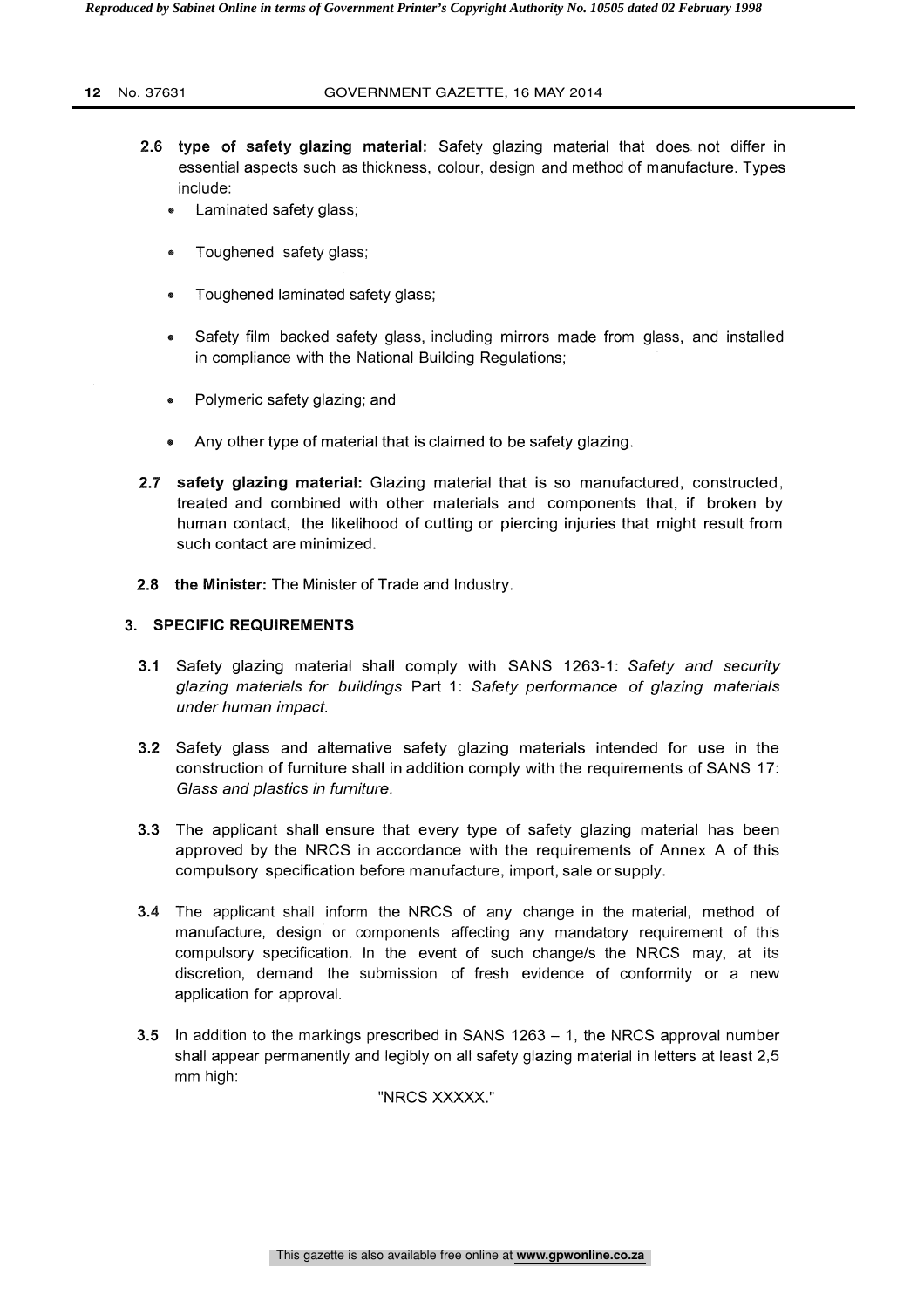**2.6 type of safety glazing material:** Safety glazing material that does not differ in essential aspects such as thickness, colour, design and method of manufacture. Types include:

- Laminated safety glass;
- Toughened safety glass;
- Toughened laminated safety glass;
- Safety film backed safety glass, including mirrors made from glass, and installed in compliance with the National Building Regulations;
- Polymeric safety glazing; and
- Any other type of material that is claimed to be safety glazing.

**2.7 safety glazing material:** Glazing material that is so manufactured, constructed, treated and combined with other materials and components that, if broken by human contact, the likelihood of cutting or piercing injuries that might result from such contact are minimized.

**2.8 the Minister:** The Minister of Trade and Industry.

## 3. SPECIFIC REQUIREMENTS

**3.1** Safety glazing material shall comply with SANS 1263-1: *Safety and security glazing materials for buildings* Part 1: *Safety performance of glazing materials under human impact.*

**3.2** Safety glass and alternative safety glazing materials intended for use in the construction of furniture shall in addition comply with the requirements of SANS 17: *Glass and plastics in furniture.*

**3.3** The applicant shall ensure that every type of safety glazing material has been approved by the NRCS in accordance with the requirements of Annex A of this compulsory specification before manufacture, import, sale or supply.

**3.4** The applicant shall inform the NRCS of any change in the material, method of manufacture, design or components affecting any mandatory requirement of this compulsory specification. In the event of such change/s the NRCS may, at its discretion, demand the submission of fresh evidence of conformity or a new application for approval.

**3.5** In addition to the markings prescribed in SANS 1263 – 1, the NRCS approval number shall appear permanently and legibly on all safety glazing material in letters at least 2,5 mm high:

"NRCS XXXXX."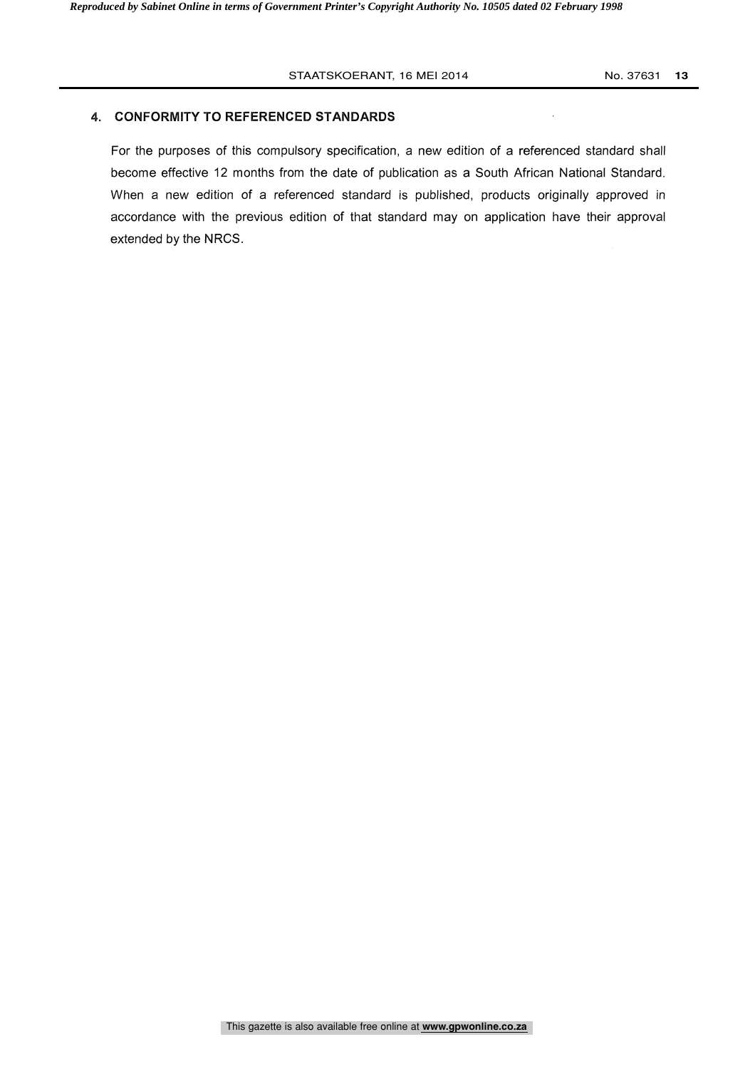## 4. CONFORMITY TO REFERENCED STANDARDS

For the purposes of this compulsory specification, a new edition of a referenced standard shall become effective 12 months from the date of publication as a South African National Standard. When a new edition of a referenced standard is published, products originally approved in accordance with the previous edition of that standard may on application have their approval extended by the NRCS.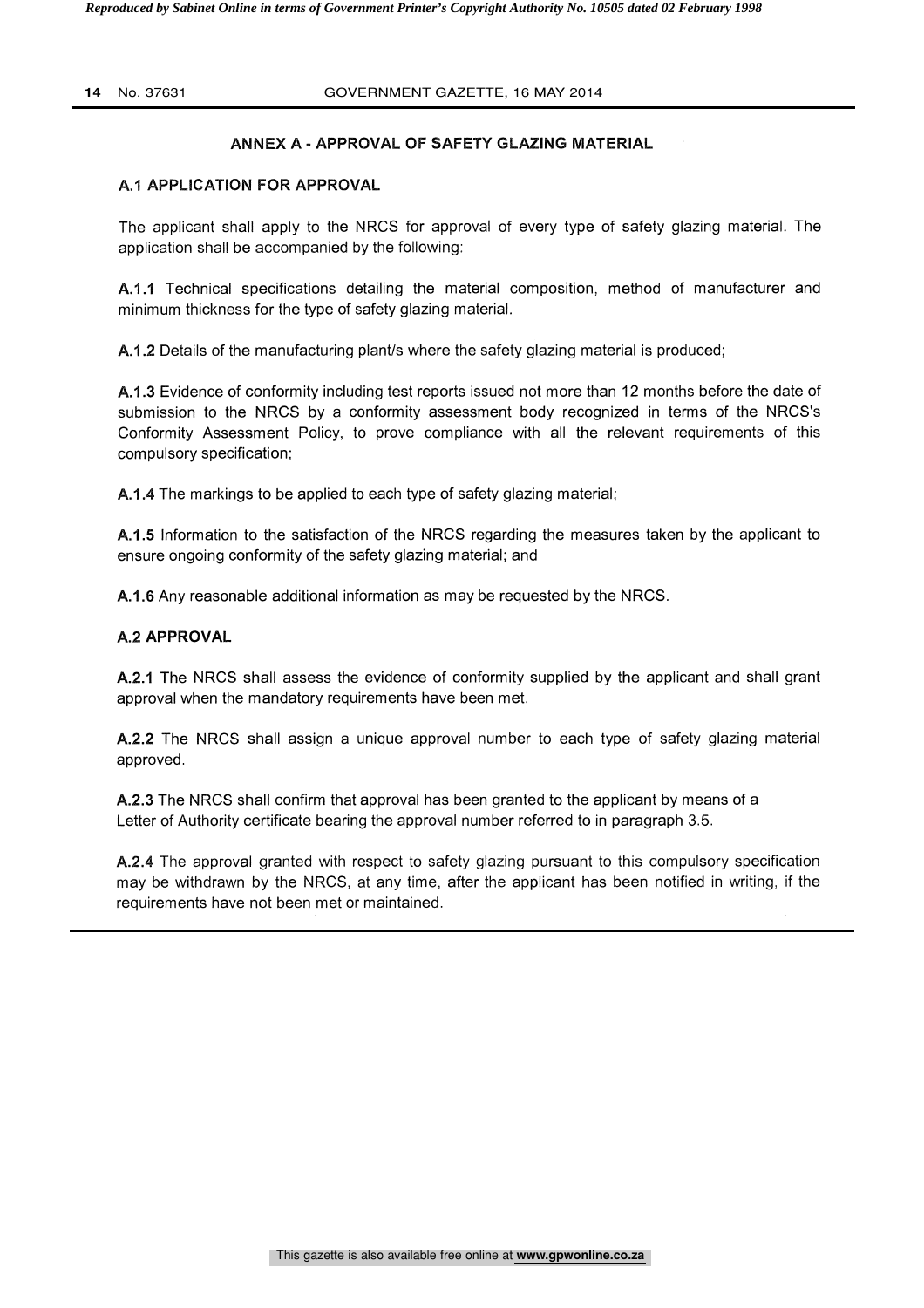## ANNEX A - APPROVAL OF SAFETY GLAZING MATERIAL

### A.1 APPLICATION FOR APPROVAL

The applicant shall apply to the NRCS for approval of every type of safety glazing material. The application shall be accompanied by the following:

**A.1.1** Technical specifications detailing the material composition, method of manufacturer and minimum thickness for the type of safety glazing material.

**A.1.2** Details of the manufacturing plant/s where the safety glazing material is produced;

**A.1.3** Evidence of conformity including test reports issued not more than 12 months before the date of submission to the NRCS by a conformity assessment body recognized in terms of the NRCS's Conformity Assessment Policy, to prove compliance with all the relevant requirements of this compulsory specification;

**A.1.4** The markings to be applied to each type of safety glazing material;

**A.1.5** Information to the satisfaction of the NRCS regarding the measures taken by the applicant to ensure ongoing conformity of the safety glazing material; and

**A.1.6** Any reasonable additional information as may be requested by the NRCS.

### A.2 APPROVAL

**A.2.1** The NRCS shall assess the evidence of conformity supplied by the applicant and shall grant approval when the mandatory requirements have been met.

**A.2.2** The NRCS shall assign a unique approval number to each type of safety glazing material approved.

**A.2.3** The NRCS shall confirm that approval has been granted to the applicant by means of a Letter of Authority certificate bearing the approval number referred to in paragraph 3.5.

**A.2.4** The approval granted with respect to safety glazing pursuant to this compulsory specification may be withdrawn by the NRCS, at any time, after the applicant has been notified in writing, if the requirements have not been met or maintained.